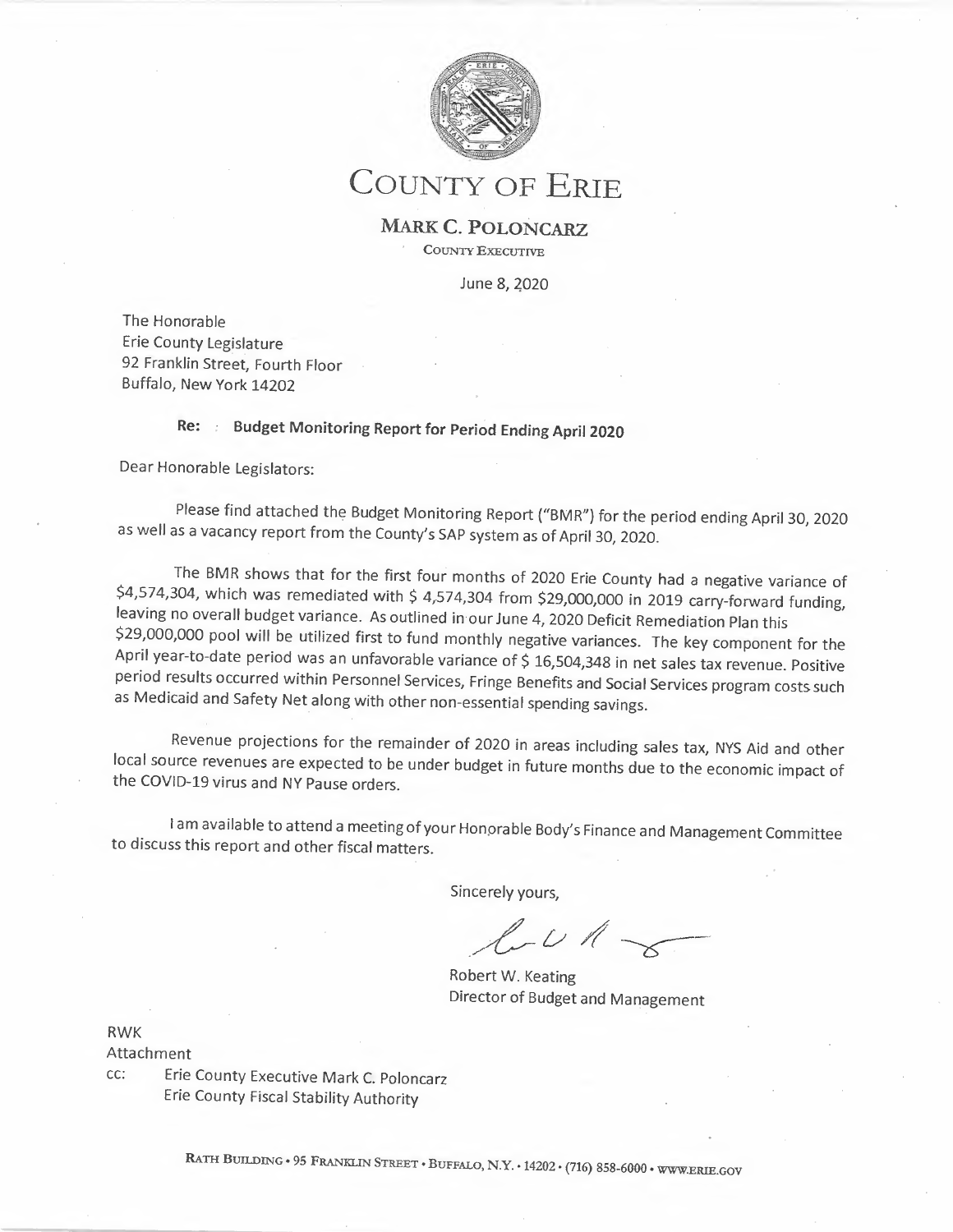# COUNTY OF ERIE

**MARK C. POLONCARZ**
COUNTY EXECUTIVE

June 8, 2020

The Honorable
Erie County Legislature
92 Franklin Street, Fourth Floor
Buffalo, New York 14202

**Re: Budget Monitoring Report for Period Ending April 2020**

Dear Honorable Legislators:

Please find attached the Budget Monitoring Report ("BMR") for the period ending April 30, 2020 as well as a vacancy report from the County's SAP system as of April 30, 2020.

The BMR shows that for the first four months of 2020 Erie County had a negative variance of $4,574,304, which was remediated with $ 4,574,304 from $29,000,000 in 2019 carry-forward funding, leaving no overall budget variance. As outlined in our June 4, 2020 Deficit Remediation Plan this $29,000,000 pool will be utilized first to fund monthly negative variances. The key component for the April year-to-date period was an unfavorable variance of $ 16,504,348 in net sales tax revenue. Positive period results occurred within Personnel Services, Fringe Benefits and Social Services program costs such as Medicaid and Safety Net along with other non-essential spending savings.

Revenue projections for the remainder of 2020 in areas including sales tax, NYS Aid and other local source revenues are expected to be under budget in future months due to the economic impact of the COVID-19 virus and NY Pause orders.

I am available to attend a meeting of your Honorable Body's Finance and Management Committee to discuss this report and other fiscal matters.

Sincerely yours,

Robert W. Keating
Director of Budget and Management

RWK
Attachment
cc: Erie County Executive Mark C. Poloncarz
Erie County Fiscal Stability Authority

RATH BUILDING • 95 FRANKLIN STREET • BUFFALO, N.Y. • 14202 • (716) 858-6000 • WWW.ERIE.GOV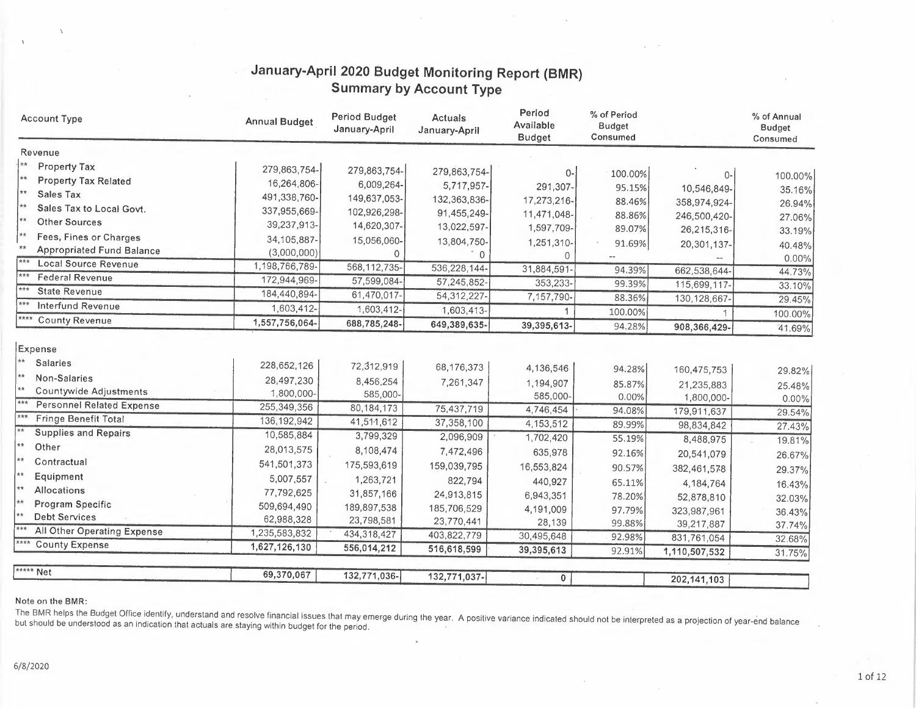# January-April 2020 Budget Monitoring Report (BMR)

## Summary by Account Type

| Account Type | Annual Budget | Period Budget January-April | Actuals January-April | Period Available Budget | % of Period Budget Consumed | | % of Annual Budget Consumed |
|---|---|---|---|---|---|---|---|
| **Revenue** | | | | | | | |
| ** Property Tax | 279,863,754- | 279,863,754- | 279,863,754- | 0- | 100.00% | 0- | 100.00% |
| ** Property Tax Related | 16,264,806- | 6,009,264- | 5,717,957- | 291,307- | 95.15% | 10,546,849- | 35.16% |
| ** Sales Tax | 491,338,760- | 149,637,053- | 132,363,836- | 17,273,216- | 88.46% | 358,974,924- | 26.94% |
| ** Sales Tax to Local Govt. | 337,955,669- | 102,926,298- | 91,455,249- | 11,471,048- | 88.86% | 246,500,420- | 27.06% |
| ** Other Sources | 39,237,913- | 14,620,307- | 13,022,597- | 1,597,709- | 89.07% | 26,215,316- | 33.19% |
| ** Fees, Fines or Charges | 34,105,887- | 15,056,060- | 13,804,750- | 1,251,310- | 91.69% | 20,301,137- | 40.48% |
| ** Appropriated Fund Balance | (3,000,000) | 0 | 0 | 0 | -- | -- | 0.00% |
| *** Local Source Revenue | 1,198,766,789- | 568,112,735- | 536,228,144- | 31,884,591- | 94.39% | 662,538,644- | 44.73% |
| *** Federal Revenue | 172,944,969- | 57,599,084- | 57,245,852- | 353,233- | 99.39% | 115,699,117- | 33.10% |
| *** State Revenue | 184,440,894- | 61,470,017- | 54,312,227- | 7,157,790- | 88.36% | 130,128,667- | 29.45% |
| *** Interfund Revenue | 1,603,412- | 1,603,412- | 1,603,413- | 1 | 100.00% | 1 | 100.00% |
| **** County Revenue | **1,557,756,064-** | **688,785,248-** | **649,389,635-** | **39,395,613-** | 94.28% | **908,366,429-** | 41.69% |
| **Expense** | | | | | | | |
| ** Salaries | 228,652,126 | 72,312,919 | 68,176,373 | 4,136,546 | 94.28% | 160,475,753 | 29.82% |
| ** Non-Salaries | 28,497,230 | 8,456,254 | 7,261,347 | 1,194,907 | 85.87% | 21,235,883 | 25.48% |
| ** Countywide Adjustments | 1,800,000- | 585,000- | | 585,000- | 0.00% | 1,800,000- | 0.00% |
| *** Personnel Related Expense | 255,349,356 | 80,184,173 | 75,437,719 | 4,746,454 | 94.08% | 179,911,637 | 29.54% |
| *** Fringe Benefit Total | 136,192,942 | 41,511,612 | 37,358,100 | 4,153,512 | 89.99% | 98,834,842 | 27.43% |
| ** Supplies and Repairs | 10,585,884 | 3,799,329 | 2,096,909 | 1,702,420 | 55.19% | 8,488,975 | 19.81% |
| ** Other | 28,013,575 | 8,108,474 | 7,472,496 | 635,978 | 92.16% | 20,541,079 | 26.67% |
| ** Contractual | 541,501,373 | 175,593,619 | 159,039,795 | 16,553,824 | 90.57% | 382,461,578 | 29.37% |
| ** Equipment | 5,007,557 | 1,263,721 | 822,794 | 440,927 | 65.11% | 4,184,764 | 16.43% |
| ** Allocations | 77,792,625 | 31,857,166 | 24,913,815 | 6,943,351 | 78.20% | 52,878,810 | 32.03% |
| ** Program Specific | 509,694,490 | 189,897,538 | 185,706,529 | 4,191,009 | 97.79% | 323,987,961 | 36.43% |
| ** Debt Services | 62,988,328 | 23,798,581 | 23,770,441 | 28,139 | 99.88% | 39,217,887 | 37.74% |
| *** All Other Operating Expense | 1,235,583,832 | 434,318,427 | 403,822,779 | 30,495,648 | 92.98% | 831,761,054 | 32.68% |
| **** County Expense | **1,627,126,130** | **556,014,212** | **516,618,599** | **39,395,613** | 92.91% | **1,110,507,532** | 31.75% |
| ***** Net | **69,370,067** | **132,771,036-** | **132,771,037-** | **0** | | **202,141,103** | |

**Note on the BMR:**

The BMR helps the Budget Office identify, understand and resolve financial issues that may emerge during the year. A positive variance indicated should not be interpreted as a projection of year-end balance but should be understood as an indication that actuals are staying within budget for the period.

6/8/2020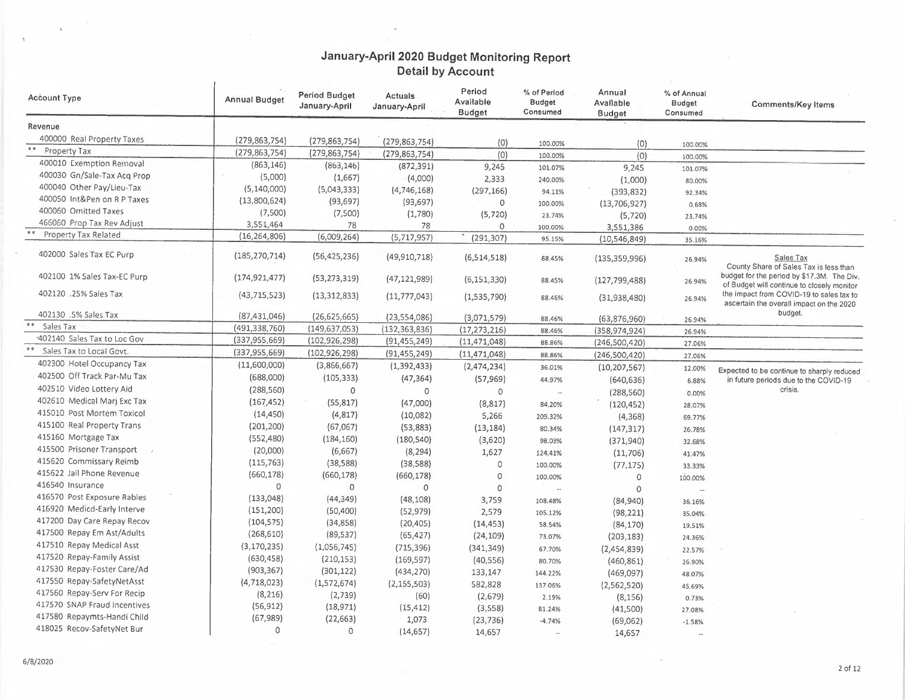# January-April 2020 Budget Monitoring Report

## Detail by Account

| Account Type | Annual Budget | Period Budget January-April | Actuals January-April | Period Available Budget | % of Period Budget Consumed | Annual Available Budget | % of Annual Budget Consumed | Comments/Key Items |
|---|---|---|---|---|---|---|---|---|
| **Revenue** | | | | | | | | |
| 400000 Real Property Taxes | (279,863,754) | (279,863,754) | (279,863,754) | (0) | 100.00% | (0) | 100.00% | |
| ** Property Tax | (279,863,754) | (279,863,754) | (279,863,754) | (0) | 100.00% | (0) | 100.00% | |
| 400010 Exemption Removal | (863,146) | (863,146) | (872,391) | 9,245 | 101.07% | 9,245 | 101.07% | |
| 400030 Gn/Sale-Tax Acq Prop | (5,000) | (1,667) | (4,000) | 2,333 | 240.00% | (1,000) | 80.00% | |
| 400040 Other Pay/Lieu-Tax | (5,140,000) | (5,043,333) | (4,746,168) | (297,166) | 94.11% | (393,832) | 92.34% | |
| 400050 Int&Pen on R P Taxes | (13,800,624) | (93,697) | (93,697) | 0 | 100.00% | (13,706,927) | 0.68% | |
| 400060 Omitted Taxes | (7,500) | (7,500) | (1,780) | (5,720) | 23.74% | (5,720) | 23.74% | |
| 466060 Prop Tax Rev Adjust | 3,551,464 | 78 | 78 | 0 | 100.00% | 3,551,386 | 0.00% | |
| ** Property Tax Related | (16,264,806) | (6,009,264) | (5,717,957) | (291,307) | 95.15% | (10,546,849) | 35.16% | |
| 402000 Sales Tax EC Purp | (185,270,714) | (56,425,236) | (49,910,718) | (6,514,518) | 88.45% | (135,359,996) | 26.94% | Sales Tax<br>County Share of Sales Tax is less than budget for the period by $17.3M. The Div. of Budget will continue to closely monitor the impact from COVID-19 to sales tax to ascertain the overall impact on the 2020 budget. |
| 402100 1% Sales Tax-EC Purp | (174,921,477) | (53,273,319) | (47,121,989) | (6,151,330) | 88.45% | (127,799,488) | 26.94% | |
| 402120 .25% Sales Tax | (43,715,523) | (13,312,833) | (11,777,043) | (1,535,790) | 88.46% | (31,938,480) | 26.94% | |
| 402130 .5% Sales Tax | (87,431,046) | (26,625,665) | (23,554,086) | (3,071,579) | 88.46% | (63,876,960) | 26.94% | |
| ** Sales Tax | (491,338,760) | (149,637,053) | (132,363,836) | (17,273,216) | 88.46% | (358,974,924) | 26.94% | |
| 402140 Sales Tax to Loc Gov | (337,955,669) | (102,926,298) | (91,455,249) | (11,471,048) | 88.86% | (246,500,420) | 27.06% | |
| ** Sales Tax to Local Govt. | (337,955,669) | (102,926,298) | (91,455,249) | (11,471,048) | 88.86% | (246,500,420) | 27.06% | |
| 402300 Hotel Occupancy Tax | (11,600,000) | (3,866,667) | (1,392,433) | (2,474,234) | 36.01% | (10,207,567) | 12.00% | Expected to be continue to sharply reduced in future periods due to the COVID-19 crisis. |
| 402500 Off Track Par-Mu Tax | (688,000) | (105,333) | (47,364) | (57,969) | 44.97% | (640,636) | 6.88% | |
| 402510 Video Lottery Aid | (288,560) | 0 | 0 | 0 | -- | (288,560) | 0.00% | |
| 402610 Medical Marj Exc Tax | (167,452) | (55,817) | (47,000) | (8,817) | 84.20% | (120,452) | 28.07% | |
| 415010 Post Mortem Toxicol | (14,450) | (4,817) | (10,082) | 5,266 | 209.32% | (4,368) | 69.77% | |
| 415100 Real Property Trans | (201,200) | (67,067) | (53,883) | (13,184) | 80.34% | (147,317) | 26.78% | |
| 415160 Mortgage Tax | (552,480) | (184,160) | (180,540) | (3,620) | 98.03% | (371,940) | 32.68% | |
| 415500 Prisoner Transport | (20,000) | (6,667) | (8,294) | 1,627 | 124.41% | (11,706) | 41.47% | |
| 415620 Commissary Reimb | (115,763) | (38,588) | (38,588) | 0 | 100.00% | (77,175) | 33.33% | |
| 415622 Jail Phone Revenue | (660,178) | (660,178) | (660,178) | 0 | 100.00% | 0 | 100.00% | |
| 416540 Insurance | 0 | 0 | 0 | 0 | -- | 0 | -- | |
| 416570 Post Exposure Rabies | (133,048) | (44,349) | (48,108) | 3,759 | 108.48% | (84,940) | 36.16% | |
| 416920 Medicd-Early Interve | (151,200) | (50,400) | (52,979) | 2,579 | 105.12% | (98,221) | 35.04% | |
| 417200 Day Care Repay Recov | (104,575) | (34,858) | (20,405) | (14,453) | 58.54% | (84,170) | 19.51% | |
| 417500 Repay Em Ast/Adults | (268,610) | (89,537) | (65,427) | (24,109) | 73.07% | (203,183) | 24.36% | |
| 417510 Repay Medical Asst | (3,170,235) | (1,056,745) | (715,396) | (341,349) | 67.70% | (2,454,839) | 22.57% | |
| 417520 Repay-Family Assist | (630,458) | (210,153) | (169,597) | (40,556) | 80.70% | (460,861) | 26.90% | |
| 417530 Repay-Foster Care/Ad | (903,367) | (301,122) | (434,270) | 133,147 | 144.22% | (469,097) | 48.07% | |
| 417550 Repay-SafetyNetAsst | (4,718,023) | (1,572,674) | (2,155,503) | 582,828 | 137.06% | (2,562,520) | 45.69% | |
| 417560 Repay-Serv For Recip | (8,216) | (2,739) | (60) | (2,679) | 2.19% | (8,156) | 0.73% | |
| 417570 SNAP Fraud Incentives | (56,912) | (18,971) | (15,412) | (3,558) | 81.24% | (41,500) | 27.08% | |
| 417580 Repaymts-Handi Child | (67,989) | (22,663) | 1,073 | (23,736) | -4.74% | (69,062) | -1.58% | |
| 418025 Recov-SafetyNet Bur | 0 | 0 | (14,657) | 14,657 | -- | 14,657 | -- | |

6/8/2020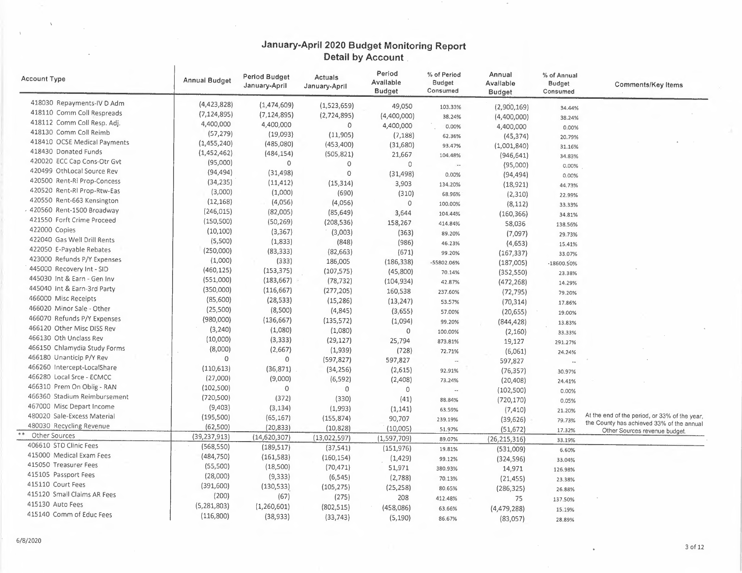# January-April 2020 Budget Monitoring Report

## Detail by Account

| Account Type | Annual Budget | Period Budget January-April | Actuals January-April | Period Available Budget | % of Period Budget Consumed | Annual Available Budget | % of Annual Budget Consumed | Comments/Key Items |
|---|---|---|---|---|---|---|---|---|
| 418030 Repayments-IV D Adm | (4,423,828) | (1,474,609) | (1,523,659) | 49,050 | 103.33% | (2,900,169) | 34.44% | |
| 418110 Comm Coll Respreads | (7,124,895) | (7,124,895) | (2,724,895) | (4,400,000) | 38.24% | (4,400,000) | 38.24% | |
| 418112 Comm Coll Resp. Adj. | 4,400,000 | 4,400,000 | 0 | 4,400,000 | 0.00% | 4,400,000 | 0.00% | |
| 418130 Comm Coll Reimb | (57,279) | (19,093) | (11,905) | (7,188) | 62.36% | (45,374) | 20.79% | |
| 418410 OCSE Medical Payments | (1,455,240) | (485,080) | (453,400) | (31,680) | 93.47% | (1,001,840) | 31.16% | |
| 418430 Donated Funds | (1,452,462) | (484,154) | (505,821) | 21,667 | 104.48% | (946,641) | 34.83% | |
| 420020 ECC Cap Cons-Otr Gvt | (95,000) | 0 | 0 | 0 | -- | (95,000) | 0.00% | |
| 420499 OthLocal Source Rev | (94,494) | (31,498) | 0 | (31,498) | 0.00% | (94,494) | 0.00% | |
| 420500 Rent-Rl Prop-Concess | (34,235) | (11,412) | (15,314) | 3,903 | 134.20% | (18,921) | 44.73% | |
| 420520 Rent-Rl Prop-Rtw-Eas | (3,000) | (1,000) | (690) | (310) | 68.96% | (2,310) | 22.99% | |
| 420550 Rent-663 Kensington | (12,168) | (4,056) | (4,056) | 0 | 100.00% | (8,112) | 33.33% | |
| 420560 Rent-1500 Broadway | (246,015) | (82,005) | (85,649) | 3,644 | 104.44% | (160,366) | 34.81% | |
| 421550 Forft Crime Proceed | (150,500) | (50,269) | (208,536) | 158,267 | 414.84% | 58,036 | 138.56% | |
| 422000 Copies | (10,100) | (3,367) | (3,003) | (363) | 89.20% | (7,097) | 29.73% | |
| 422040 Gas Well Drill Rents | (5,500) | (1,833) | (848) | (986) | 46.23% | (4,653) | 15.41% | |
| 422050 E-Payable Rebates | (250,000) | (83,333) | (82,663) | (671) | 99.20% | (167,337) | 33.07% | |
| 423000 Refunds P/Y Expenses | (1,000) | (333) | 186,005 | (186,338) | -55802.06% | (187,005) | -18600.50% | |
| 445000 Recovery Int - SID | (460,125) | (153,375) | (107,575) | (45,800) | 70.14% | (352,550) | 23.38% | |
| 445030 Int & Earn - Gen Inv | (551,000) | (183,667) | (78,732) | (104,934) | 42.87% | (472,268) | 14.29% | |
| 445040 Int & Earn-3rd Party | (350,000) | (116,667) | (277,205) | 160,538 | 237.60% | (72,795) | 79.20% | |
| 466000 Misc Receipts | (85,600) | (28,533) | (15,286) | (13,247) | 53.57% | (70,314) | 17.86% | |
| 466020 Minor Sale - Other | (25,500) | (8,500) | (4,845) | (3,655) | 57.00% | (20,655) | 19.00% | |
| 466070 Refunds P/Y Expenses | (980,000) | (136,667) | (135,572) | (1,094) | 99.20% | (844,428) | 13.83% | |
| 466120 Other Misc DISS Rev | (3,240) | (1,080) | (1,080) | 0 | 100.00% | (2,160) | 33.33% | |
| 466130 Oth Unclass Rev | (10,000) | (3,333) | (29,127) | 25,794 | 873.81% | 19,127 | 291.27% | |
| 466150 Chlamydia Study Forms | (8,000) | (2,667) | (1,939) | (728) | 72.71% | (6,061) | 24.24% | |
| 466180 Unanticip P/Y Rev | 0 | 0 | (597,827) | 597,827 | -- | 597,827 | -- | |
| 466260 Intercept-LocalShare | (110,613) | (36,871) | (34,256) | (2,615) | 92.91% | (76,357) | 30.97% | |
| 466280 Local Srce - ECMCC | (27,000) | (9,000) | (6,592) | (2,408) | 73.24% | (20,408) | 24.41% | |
| 466310 Prem On Oblig - RAN | (102,500) | 0 | 0 | 0 | -- | (102,500) | 0.00% | |
| 466360 Stadium Reimbursement | (720,500) | (372) | (330) | (41) | 88.84% | (720,170) | 0.05% | |
| 467000 Misc Depart Income | (9,403) | (3,134) | (1,993) | (1,141) | 63.59% | (7,410) | 21.20% | |
| 480020 Sale-Excess Material | (195,500) | (65,167) | (155,874) | 90,707 | 239.19% | (39,626) | 79.73% | At the end of the period, or 33% of the year, the County has achieved 33% of the annual Other Sources revenue budget. |
| 480030 Recycling Revenue | (62,500) | (20,833) | (10,828) | (10,005) | 51.97% | (51,672) | 17.32% | |
| ** Other Sources | (39,237,913) | (14,620,307) | (13,022,597) | (1,597,709) | 89.07% | (26,215,316) | 33.19% | |
| 406610 STD Clinic Fees | (568,550) | (189,517) | (37,541) | (151,976) | 19.81% | (531,009) | 6.60% | |
| 415000 Medical Exam Fees | (484,750) | (161,583) | (160,154) | (1,429) | 99.12% | (324,596) | 33.04% | |
| 415050 Treasurer Fees | (55,500) | (18,500) | (70,471) | 51,971 | 380.93% | 14,971 | 126.98% | |
| 415105 Passport Fees | (28,000) | (9,333) | (6,545) | (2,788) | 70.13% | (21,455) | 23.38% | |
| 415110 Court Fees | (391,600) | (130,533) | (105,275) | (25,258) | 80.65% | (286,325) | 26.88% | |
| 415120 Small Claims AR Fees | (200) | (67) | (275) | 208 | 412.48% | 75 | 137.50% | |
| 415130 Auto Fees | (5,281,803) | (1,260,601) | (802,515) | (458,086) | 63.66% | (4,479,288) | 15.19% | |
| 415140 Comm of Educ Fees | (116,800) | (38,933) | (33,743) | (5,190) | 86.67% | (83,057) | 28.89% | |

6/8/2020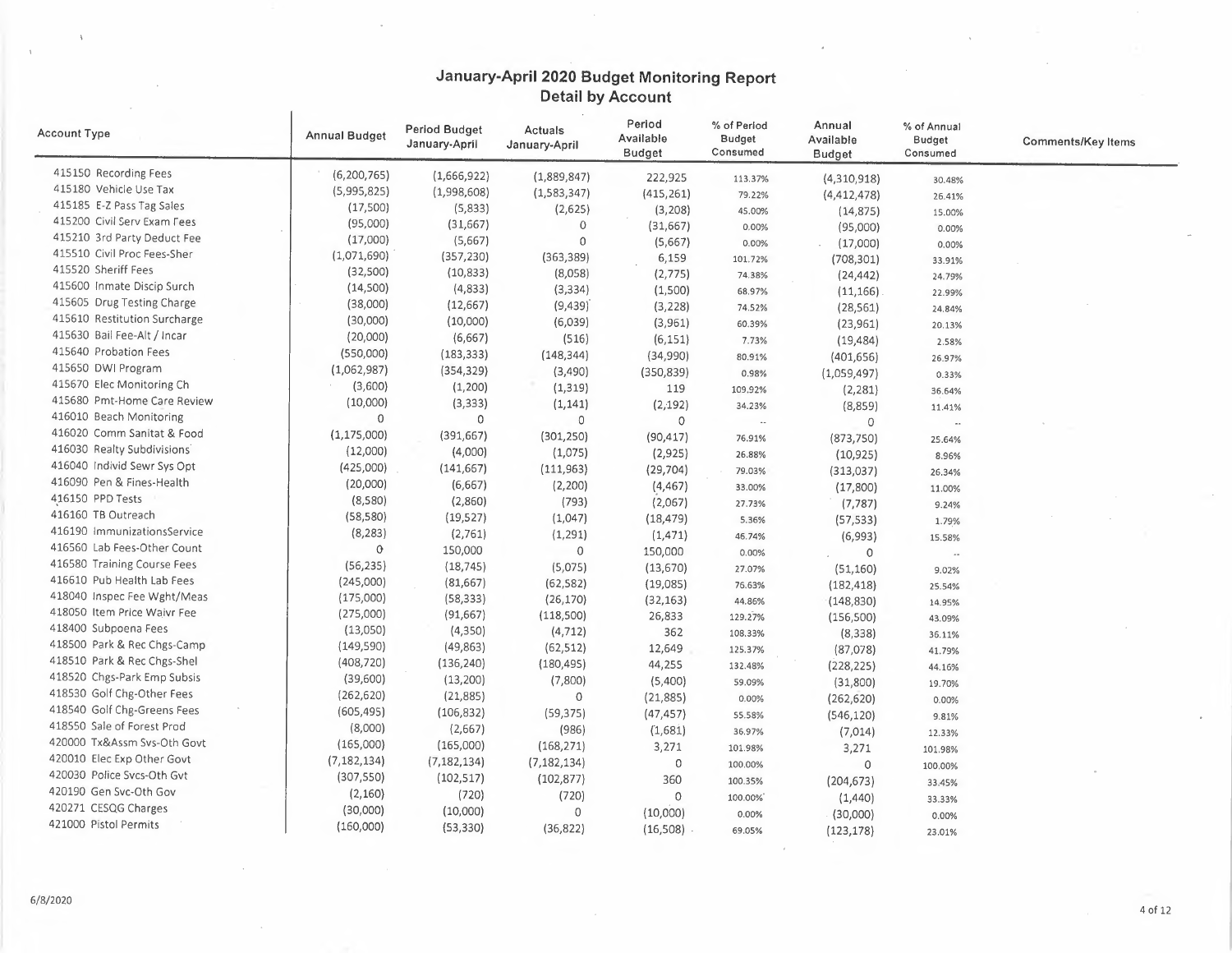# January-April 2020 Budget Monitoring Report
## Detail by Account

| Account Type | Annual Budget | Period Budget January-April | Actuals January-April | Period Available Budget | % of Period Budget Consumed | Annual Available Budget | % of Annual Budget Consumed | Comments/Key Items |
|---|---|---|---|---|---|---|---|---|
| 415150 Recording Fees | (6,200,765) | (1,666,922) | (1,889,847) | 222,925 | 113.37% | (4,310,918) | 30.48% | |
| 415180 Vehicle Use Tax | (5,995,825) | (1,998,608) | (1,583,347) | (415,261) | 79.22% | (4,412,478) | 26.41% | |
| 415185 E-Z Pass Tag Sales | (17,500) | (5,833) | (2,625) | (3,208) | 45.00% | (14,875) | 15.00% | |
| 415200 Civil Serv Exam Fees | (95,000) | (31,667) | 0 | (31,667) | 0.00% | (95,000) | 0.00% | |
| 415210 3rd Party Deduct Fee | (17,000) | (5,667) | 0 | (5,667) | 0.00% | (17,000) | 0.00% | |
| 415510 Civil Proc Fees-Sher | (1,071,690) | (357,230) | (363,389) | 6,159 | 101.72% | (708,301) | 33.91% | |
| 415520 Sheriff Fees | (32,500) | (10,833) | (8,058) | (2,775) | 74.38% | (24,442) | 24.79% | |
| 415600 Inmate Discip Surch | (14,500) | (4,833) | (3,334) | (1,500) | 68.97% | (11,166) | 22.99% | |
| 415605 Drug Testing Charge | (38,000) | (12,667) | (9,439) | (3,228) | 74.52% | (28,561) | 24.84% | |
| 415610 Restitution Surcharge | (30,000) | (10,000) | (6,039) | (3,961) | 60.39% | (23,961) | 20.13% | |
| 415630 Bail Fee-Alt / Incar | (20,000) | (6,667) | (516) | (6,151) | 7.73% | (19,484) | 2.58% | |
| 415640 Probation Fees | (550,000) | (183,333) | (148,344) | (34,990) | 80.91% | (401,656) | 26.97% | |
| 415650 DWI Program | (1,062,987) | (354,329) | (3,490) | (350,839) | 0.98% | (1,059,497) | 0.33% | |
| 415670 Elec Monitoring Ch | (3,600) | (1,200) | (1,319) | 119 | 109.92% | (2,281) | 36.64% | |
| 415680 Pmt-Home Care Review | (10,000) | (3,333) | (1,141) | (2,192) | 34.23% | (8,859) | 11.41% | |
| 416010 Beach Monitoring | 0 | 0 | 0 | 0 | -- | 0 | -- | |
| 416020 Comm Sanitat & Food | (1,175,000) | (391,667) | (301,250) | (90,417) | 76.91% | (873,750) | 25.64% | |
| 416030 Realty Subdivisions | (12,000) | (4,000) | (1,075) | (2,925) | 26.88% | (10,925) | 8.96% | |
| 416040 Individ Sewr Sys Opt | (425,000) | (141,667) | (111,963) | (29,704) | 79.03% | (313,037) | 26.34% | |
| 416090 Pen & Fines-Health | (20,000) | (6,667) | (2,200) | (4,467) | 33.00% | (17,800) | 11.00% | |
| 416150 PPD Tests | (8,580) | (2,860) | (793) | (2,067) | 27.73% | (7,787) | 9.24% | |
| 416160 TB Outreach | (58,580) | (19,527) | (1,047) | (18,479) | 5.36% | (57,533) | 1.79% | |
| 416190 ImmunizationsService | (8,283) | (2,761) | (1,291) | (1,471) | 46.74% | (6,993) | 15.58% | |
| 416560 Lab Fees-Other Count | 0 | 150,000 | 0 | 150,000 | 0.00% | 0 | -- | |
| 416580 Training Course Fees | (56,235) | (18,745) | (5,075) | (13,670) | 27.07% | (51,160) | 9.02% | |
| 416610 Pub Health Lab Fees | (245,000) | (81,667) | (62,582) | (19,085) | 76.63% | (182,418) | 25.54% | |
| 418040 Inspec Fee Wght/Meas | (175,000) | (58,333) | (26,170) | (32,163) | 44.86% | (148,830) | 14.95% | |
| 418050 Item Price Waivr Fee | (275,000) | (91,667) | (118,500) | 26,833 | 129.27% | (156,500) | 43.09% | |
| 418400 Subpoena Fees | (13,050) | (4,350) | (4,712) | 362 | 108.33% | (8,338) | 36.11% | |
| 418500 Park & Rec Chgs-Camp | (149,590) | (49,863) | (62,512) | 12,649 | 125.37% | (87,078) | 41.79% | |
| 418510 Park & Rec Chgs-Shel | (408,720) | (136,240) | (180,495) | 44,255 | 132.48% | (228,225) | 44.16% | |
| 418520 Chgs-Park Emp Subsis | (39,600) | (13,200) | (7,800) | (5,400) | 59.09% | (31,800) | 19.70% | |
| 418530 Golf Chg-Other Fees | (262,620) | (21,885) | 0 | (21,885) | 0.00% | (262,620) | 0.00% | |
| 418540 Golf Chg-Greens Fees | (605,495) | (106,832) | (59,375) | (47,457) | 55.58% | (546,120) | 9.81% | |
| 418550 Sale of Forest Prod | (8,000) | (2,667) | (986) | (1,681) | 36.97% | (7,014) | 12.33% | |
| 420000 Tx&Assm Svs-Oth Govt | (165,000) | (165,000) | (168,271) | 3,271 | 101.98% | 3,271 | 101.98% | |
| 420010 Elec Exp Other Govt | (7,182,134) | (7,182,134) | (7,182,134) | 0 | 100.00% | 0 | 100.00% | |
| 420030 Police Svcs-Oth Gvt | (307,550) | (102,517) | (102,877) | 360 | 100.35% | (204,673) | 33.45% | |
| 420190 Gen Svc-Oth Gov | (2,160) | (720) | (720) | 0 | 100.00% | (1,440) | 33.33% | |
| 420271 CESQG Charges | (30,000) | (10,000) | 0 | (10,000) | 0.00% | (30,000) | 0.00% | |
| 421000 Pistol Permits | (160,000) | (53,330) | (36,822) | (16,508) | 69.05% | (123,178) | 23.01% | |

6/8/2020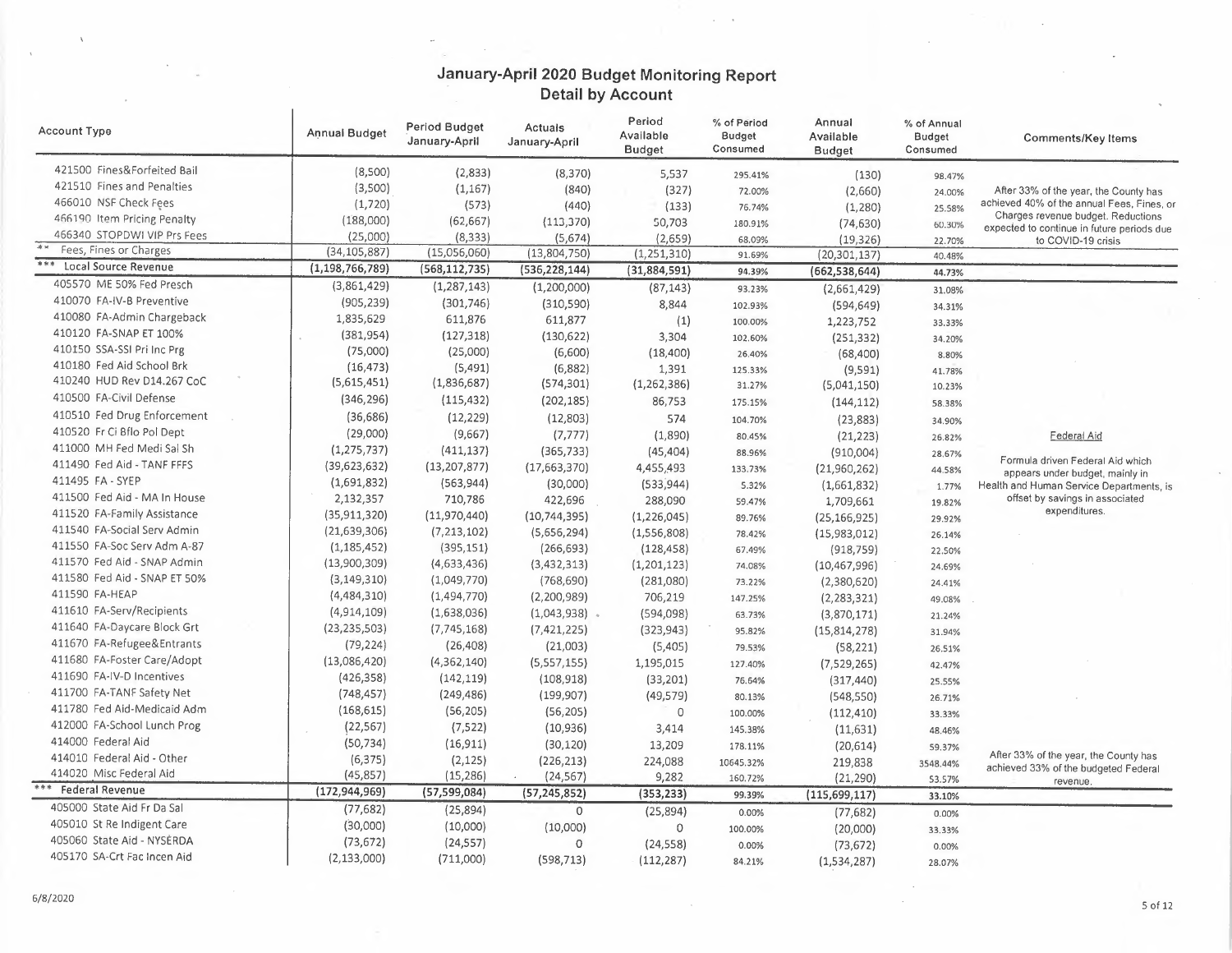# January-April 2020 Budget Monitoring Report
## Detail by Account

| Account Type | Annual Budget | Period Budget January-April | Actuals January-April | Period Available Budget | % of Period Budget Consumed | Annual Available Budget | % of Annual Budget Consumed | Comments/Key Items |
|---|---|---|---|---|---|---|---|---|
| 421500 Fines&Forfeited Bail | (8,500) | (2,833) | (8,370) | 5,537 | 295.41% | (130) | 98.47% | |
| 421510 Fines and Penalties | (3,500) | (1,167) | (840) | (327) | 72.00% | (2,660) | 24.00% | After 33% of the year, the County has achieved 40% of the annual Fees, Fines, or Charges revenue budget. Reductions expected to continue in future periods due to COVID-19 crisis |
| 466010 NSF Check Fees | (1,720) | (573) | (440) | (133) | 76.74% | (1,280) | 25.58% | |
| 466190 Item Pricing Penalty | (188,000) | (62,667) | (113,370) | 50,703 | 180.91% | (74,630) | 60.30% | |
| 466340 STOPDWI VIP Prs Fees | (25,000) | (8,333) | (5,674) | (2,659) | 68.09% | (19,326) | 22.70% | |
| ** Fees, Fines or Charges | (34,105,887) | (15,056,060) | (13,804,750) | (1,251,310) | 91.69% | (20,301,137) | 40.48% | |
| *** Local Source Revenue | (1,198,766,789) | (568,112,735) | (536,228,144) | (31,884,591) | 94.39% | (662,538,644) | 44.73% | |
| 405570 ME 50% Fed Presch | (3,861,429) | (1,287,143) | (1,200,000) | (87,143) | 93.23% | (2,661,429) | 31.08% | |
| 410070 FA-IV-B Preventive | (905,239) | (301,746) | (310,590) | 8,844 | 102.93% | (594,649) | 34.31% | |
| 410080 FA-Admin Chargeback | 1,835,629 | 611,876 | 611,877 | (1) | 100.00% | 1,223,752 | 33.33% | |
| 410120 FA-SNAP ET 100% | (381,954) | (127,318) | (130,622) | 3,304 | 102.60% | (251,332) | 34.20% | |
| 410150 SSA-SSI Pri Inc Prg | (75,000) | (25,000) | (6,600) | (18,400) | 26.40% | (68,400) | 8.80% | |
| 410180 Fed Aid School Brk | (16,473) | (5,491) | (6,882) | 1,391 | 125.33% | (9,591) | 41.78% | |
| 410240 HUD Rev D14.267 CoC | (5,615,451) | (1,836,687) | (574,301) | (1,262,386) | 31.27% | (5,041,150) | 10.23% | |
| 410500 FA-Civil Defense | (346,296) | (115,432) | (202,185) | 86,753 | 175.15% | (144,112) | 58.38% | |
| 410510 Fed Drug Enforcement | (36,686) | (12,229) | (12,803) | 574 | 104.70% | (23,883) | 34.90% | |
| 410520 Fr Ci Bflo Pol Dept | (29,000) | (9,667) | (7,777) | (1,890) | 80.45% | (21,223) | 26.82% | Federal Aid |
| 411000 MH Fed Medi Sal Sh | (1,275,737) | (411,137) | (365,733) | (45,404) | 88.96% | (910,004) | 28.67% | Formula driven Federal Aid which appears under budget, mainly in Health and Human Service Departments, is offset by savings in associated expenditures. |
| 411490 Fed Aid - TANF FFFS | (39,623,632) | (13,207,877) | (17,663,370) | 4,455,493 | 133.73% | (21,960,262) | 44.58% | |
| 411495 FA - SYEP | (1,691,832) | (563,944) | (30,000) | (533,944) | 5.32% | (1,661,832) | 1.77% | |
| 411500 Fed Aid - MA In House | 2,132,357 | 710,786 | 422,696 | 288,090 | 59.47% | 1,709,661 | 19.82% | |
| 411520 FA-Family Assistance | (35,911,320) | (11,970,440) | (10,744,395) | (1,226,045) | 89.76% | (25,166,925) | 29.92% | |
| 411540 FA-Social Serv Admin | (21,639,306) | (7,213,102) | (5,656,294) | (1,556,808) | 78.42% | (15,983,012) | 26.14% | |
| 411550 FA-Soc Serv Adm A-87 | (1,185,452) | (395,151) | (266,693) | (128,458) | 67.49% | (918,759) | 22.50% | |
| 411570 Fed Aid - SNAP Admin | (13,900,309) | (4,633,436) | (3,432,313) | (1,201,123) | 74.08% | (10,467,996) | 24.69% | |
| 411580 Fed Aid - SNAP ET 50% | (3,149,310) | (1,049,770) | (768,690) | (281,080) | 73.22% | (2,380,620) | 24.41% | |
| 411590 FA-HEAP | (4,484,310) | (1,494,770) | (2,200,989) | 706,219 | 147.25% | (2,283,321) | 49.08% | |
| 411610 FA-Serv/Recipients | (4,914,109) | (1,638,036) | (1,043,938) | (594,098) | 63.73% | (3,870,171) | 21.24% | |
| 411640 FA-Daycare Block Grt | (23,235,503) | (7,745,168) | (7,421,225) | (323,943) | 95.82% | (15,814,278) | 31.94% | |
| 411670 FA-Refugee&Entrants | (79,224) | (26,408) | (21,003) | (5,405) | 79.53% | (58,221) | 26.51% | |
| 411680 FA-Foster Care/Adopt | (13,086,420) | (4,362,140) | (5,557,155) | 1,195,015 | 127.40% | (7,529,265) | 42.47% | |
| 411690 FA-IV-D Incentives | (426,358) | (142,119) | (108,918) | (33,201) | 76.64% | (317,440) | 25.55% | |
| 411700 FA-TANF Safety Net | (748,457) | (249,486) | (199,907) | (49,579) | 80.13% | (548,550) | 26.71% | |
| 411780 Fed Aid-Medicaid Adm | (168,615) | (56,205) | (56,205) | 0 | 100.00% | (112,410) | 33.33% | |
| 412000 FA-School Lunch Prog | (22,567) | (7,522) | (10,936) | 3,414 | 145.38% | (11,631) | 48.46% | |
| 414000 Federal Aid | (50,734) | (16,911) | (30,120) | 13,209 | 178.11% | (20,614) | 59.37% | |
| 414010 Federal Aid - Other | (6,375) | (2,125) | (226,213) | 224,088 | 10645.32% | 219,838 | 3548.44% | After 33% of the year, the County has achieved 33% of the budgeted Federal revenue. |
| 414020 Misc Federal Aid | (45,857) | (15,286) | (24,567) | 9,282 | 160.72% | (21,290) | 53.57% | |
| *** Federal Revenue | (172,944,969) | (57,599,084) | (57,245,852) | (353,233) | 99.39% | (115,699,117) | 33.10% | |
| 405000 State Aid Fr Da Sal | (77,682) | (25,894) | 0 | (25,894) | 0.00% | (77,682) | 0.00% | |
| 405010 St Re Indigent Care | (30,000) | (10,000) | (10,000) | 0 | 100.00% | (20,000) | 33.33% | |
| 405060 State Aid - NYSERDA | (73,672) | (24,557) | 0 | (24,558) | 0.00% | (73,672) | 0.00% | |
| 405170 SA-Crt Fac Incen Aid | (2,133,000) | (711,000) | (598,713) | (112,287) | 84.21% | (1,534,287) | 28.07% | |

6/8/2020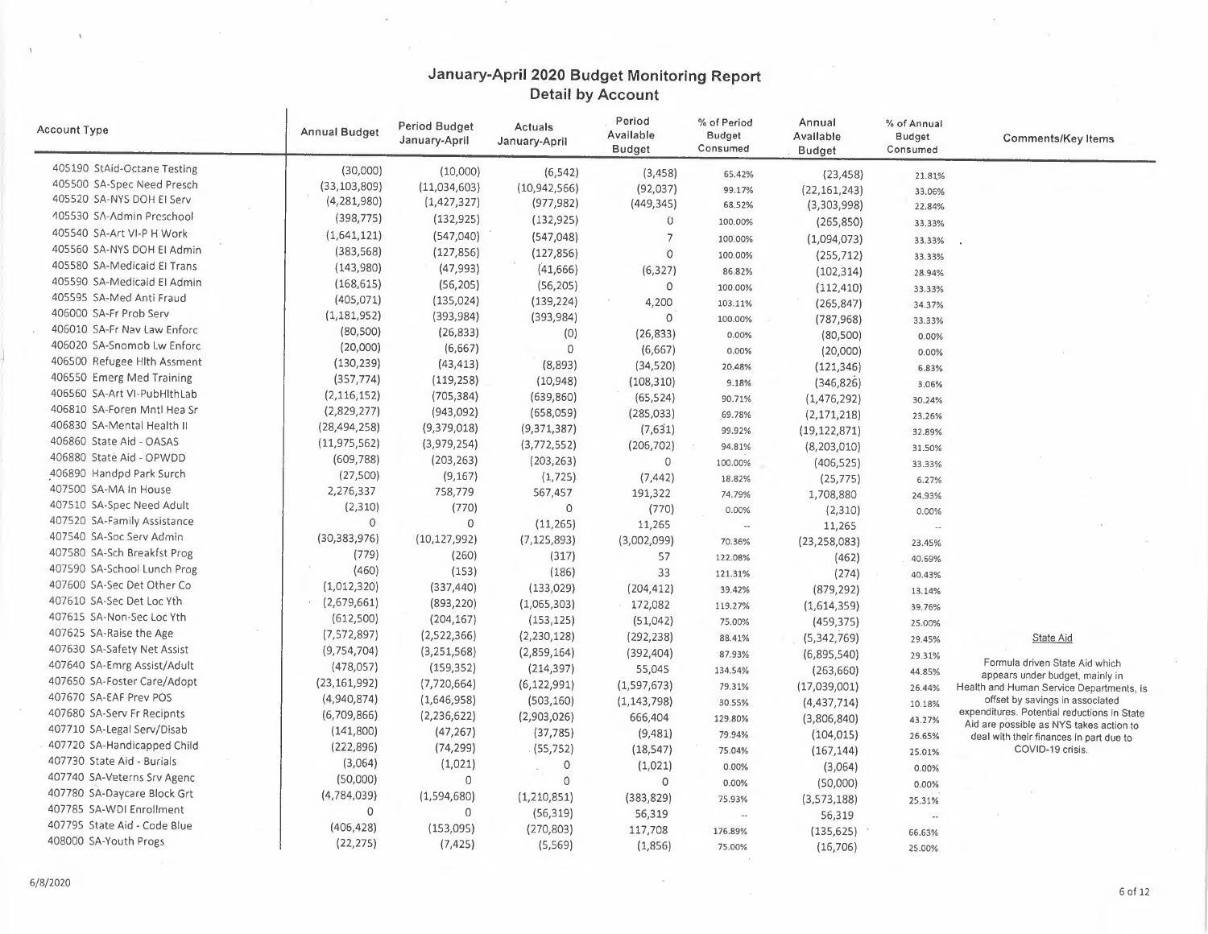# January-April 2020 Budget Monitoring Report

## Detail by Account

| Account Type | Annual Budget | Period Budget January-April | Actuals January-April | Period Available Budget | % of Period Budget Consumed | Annual Available Budget | % of Annual Budget Consumed | Comments/Key Items |
|---|---|---|---|---|---|---|---|---|
| 405190 StAid-Octane Testing | (30,000) | (10,000) | (6,542) | (3,458) | 65.42% | (23,458) | 21.81% | |
| 405500 SA-Spec Need Presch | (33,103,809) | (11,034,603) | (10,942,566) | (92,037) | 99.17% | (22,161,243) | 33.06% | |
| 405520 SA-NYS DOH EI Serv | (4,281,980) | (1,427,327) | (977,982) | (449,345) | 68.52% | (3,303,998) | 22.84% | |
| 405530 SA-Admin Preschool | (398,775) | (132,925) | (132,925) | 0 | 100.00% | (265,850) | 33.33% | |
| 405540 SA-Art VI-P H Work | (1,641,121) | (547,040) | (547,048) | 7 | 100.00% | (1,094,073) | 33.33% | |
| 405560 SA-NYS DOH EI Admin | (383,568) | (127,856) | (127,856) | 0 | 100.00% | (255,712) | 33.33% | |
| 405580 SA-Medicaid EI Trans | (143,980) | (47,993) | (41,666) | (6,327) | 86.82% | (102,314) | 28.94% | |
| 405590 SA-Medicaid EI Admin | (168,615) | (56,205) | (56,205) | 0 | 100.00% | (112,410) | 33.33% | |
| 405595 SA-Med Anti Fraud | (405,071) | (135,024) | (139,224) | 4,200 | 103.11% | (265,847) | 34.37% | |
| 406000 SA-Fr Prob Serv | (1,181,952) | (393,984) | (393,984) | 0 | 100.00% | (787,968) | 33.33% | |
| 406010 SA-Fr Nav Law Enforc | (80,500) | (26,833) | (0) | (26,833) | 0.00% | (80,500) | 0.00% | |
| 406020 SA-Snomob Lw Enforc | (20,000) | (6,667) | 0 | (6,667) | 0.00% | (20,000) | 0.00% | |
| 406500 Refugee Hlth Assment | (130,239) | (43,413) | (8,893) | (34,520) | 20.48% | (121,346) | 6.83% | |
| 406550 Emerg Med Training | (357,774) | (119,258) | (10,948) | (108,310) | 9.18% | (346,826) | 3.06% | |
| 406560 SA-Art VI-PubHlthLab | (2,116,152) | (705,384) | (639,860) | (65,524) | 90.71% | (1,476,292) | 30.24% | |
| 406810 SA-Foren Mntl Hea Sr | (2,829,277) | (943,092) | (658,059) | (285,033) | 69.78% | (2,171,218) | 23.26% | |
| 406830 SA-Mental Health II | (28,494,258) | (9,379,018) | (9,371,387) | (7,631) | 99.92% | (19,122,871) | 32.89% | |
| 406860 State Aid - OASAS | (11,975,562) | (3,979,254) | (3,772,552) | (206,702) | 94.81% | (8,203,010) | 31.50% | |
| 406880 State Aid - OPWDD | (609,788) | (203,263) | (203,263) | 0 | 100.00% | (406,525) | 33.33% | |
| 406890 Handpd Park Surch | (27,500) | (9,167) | (1,725) | (7,442) | 18.82% | (25,775) | 6.27% | |
| 407500 SA-MA In House | 2,276,337 | 758,779 | 567,457 | 191,322 | 74.79% | 1,708,880 | 24.93% | |
| 407510 SA-Spec Need Adult | (2,310) | (770) | 0 | (770) | 0.00% | (2,310) | 0.00% | |
| 407520 SA-Family Assistance | 0 | 0 | (11,265) | 11,265 | -- | 11,265 | -- | |
| 407540 SA-Soc Serv Admin | (30,383,976) | (10,127,992) | (7,125,893) | (3,002,099) | 70.36% | (23,258,083) | 23.45% | |
| 407580 SA-Sch Breakfst Prog | (779) | (260) | (317) | 57 | 122.08% | (462) | 40.69% | |
| 407590 SA-School Lunch Prog | (460) | (153) | (186) | 33 | 121.31% | (274) | 40.43% | |
| 407600 SA-Sec Det Other Co | (1,012,320) | (337,440) | (133,029) | (204,412) | 39.42% | (879,292) | 13.14% | |
| 407610 SA-Sec Det Loc Yth | (2,679,661) | (893,220) | (1,065,303) | 172,082 | 119.27% | (1,614,359) | 39.76% | |
| 407615 SA-Non-Sec Loc Yth | (612,500) | (204,167) | (153,125) | (51,042) | 75.00% | (459,375) | 25.00% | |
| 407625 SA-Raise the Age | (7,572,897) | (2,522,366) | (2,230,128) | (292,238) | 88.41% | (5,342,769) | 29.45% | State Aid |
| 407630 SA-Safety Net Assist | (9,754,704) | (3,251,568) | (2,859,164) | (392,404) | 87.93% | (6,895,540) | 29.31% | Formula driven State Aid which appears under budget, mainly in Health and Human Service Departments, is offset by savings in associated expenditures. Potential reductions in State Aid are possible as NYS takes action to deal with their finances in part due to COVID-19 crisis. |
| 407640 SA-Emrg Assist/Adult | (478,057) | (159,352) | (214,397) | 55,045 | 134.54% | (263,660) | 44.85% | |
| 407650 SA-Foster Care/Adopt | (23,161,992) | (7,720,664) | (6,122,991) | (1,597,673) | 79.31% | (17,039,001) | 26.44% | |
| 407670 SA-EAF Prev POS | (4,940,874) | (1,646,958) | (503,160) | (1,143,798) | 30.55% | (4,437,714) | 10.18% | |
| 407680 SA-Serv Fr Recipnts | (6,709,866) | (2,236,622) | (2,903,026) | 666,404 | 129.80% | (3,806,840) | 43.27% | |
| 407710 SA-Legal Serv/Disab | (141,800) | (47,267) | (37,785) | (9,481) | 79.94% | (104,015) | 26.65% | |
| 407720 SA-Handicapped Child | (222,896) | (74,299) | (55,752) | (18,547) | 75.04% | (167,144) | 25.01% | |
| 407730 State Aid - Burials | (3,064) | (1,021) | 0 | (1,021) | 0.00% | (3,064) | 0.00% | |
| 407740 SA-Veterns Srv Agenc | (50,000) | 0 | 0 | 0 | 0.00% | (50,000) | 0.00% | |
| 407780 SA-Daycare Block Grt | (4,784,039) | (1,594,680) | (1,210,851) | (383,829) | 75.93% | (3,573,188) | 25.31% | |
| 407785 SA-WDI Enrollment | 0 | 0 | (56,319) | 56,319 | -- | 56,319 | -- | |
| 407795 State Aid - Code Blue | (406,428) | (153,095) | (270,803) | 117,708 | 176.89% | (135,625) | 66.63% | |
| 408000 SA-Youth Progs | (22,275) | (7,425) | (5,569) | (1,856) | 75.00% | (16,706) | 25.00% | |

6/8/2020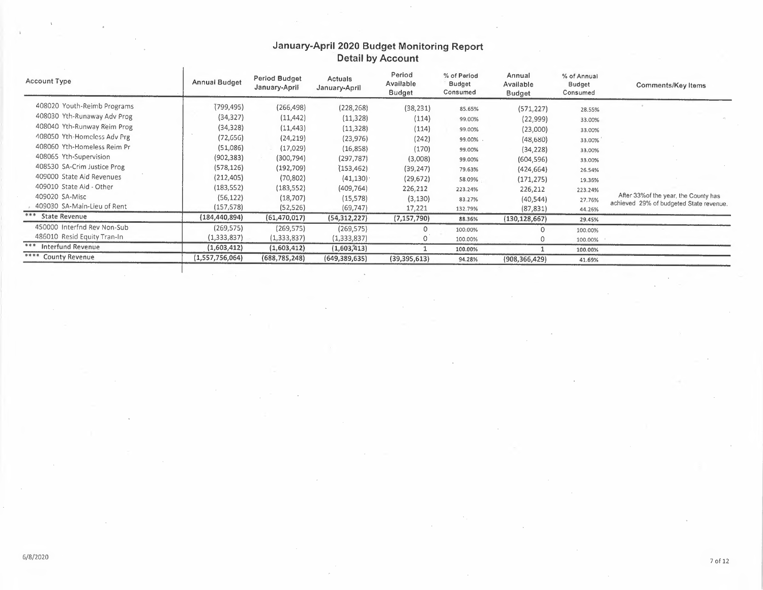# January-April 2020 Budget Monitoring Report
## Detail by Account

| Account Type | Annual Budget | Period Budget January-April | Actuals January-April | Period Available Budget | % of Period Budget Consumed | Annual Available Budget | % of Annual Budget Consumed | Comments/Key Items |
|---|---|---|---|---|---|---|---|---|
| 408020 Youth-Reimb Programs | (799,495) | (266,498) | (228,268) | (38,231) | 85.65% | (571,227) | 28.55% | |
| 408030 Yth-Runaway Adv Prog | (34,327) | (11,442) | (11,328) | (114) | 99.00% | (22,999) | 33.00% | |
| 408040 Yth-Runaway Reim Prog | (34,328) | (11,443) | (11,328) | (114) | 99.00% | (23,000) | 33.00% | |
| 408050 Yth-Homeless Adv Prg | (72,656) | (24,219) | (23,976) | (242) | 99.00% | (48,680) | 33.00% | |
| 408060 Yth-Homeless Reim Pr | (51,086) | (17,029) | (16,858) | (170) | 99.00% | (34,228) | 33.00% | |
| 408065 Yth-Supervision | (902,383) | (300,794) | (297,787) | (3,008) | 99.00% | (604,596) | 33.00% | |
| 408530 SA-Crim Justice Prog | (578,126) | (192,709) | (153,462) | (39,247) | 79.63% | (424,664) | 26.54% | |
| 409000 State Aid Revenues | (212,405) | (70,802) | (41,130) | (29,672) | 58.09% | (171,275) | 19.36% | |
| 409010 State Aid - Other | (183,552) | (183,552) | (409,764) | 226,212 | 223.24% | 226,212 | 223.24% | |
| 409020 SA-Misc | (56,122) | (18,707) | (15,578) | (3,130) | 83.27% | (40,544) | 27.76% | After 33%of the year, the County has achieved 29% of budgeted State revenue. |
| 409030 SA-Main-Lieu of Rent | (157,578) | (52,526) | (69,747) | 17,221 | 132.79% | (87,831) | 44.26% | |
| *** State Revenue | (184,440,894) | (61,470,017) | (54,312,227) | (7,157,790) | 88.36% | (130,128,667) | 29.45% | |
| 450000 Interfnd Rev Non-Sub | (269,575) | (269,575) | (269,575) | 0 | 100.00% | 0 | 100.00% | |
| 486010 Resid Equity Tran-In | (1,333,837) | (1,333,837) | (1,333,837) | 0 | 100.00% | 0 | 100.00% | |
| *** Interfund Revenue | (1,603,412) | (1,603,412) | (1,603,413) | 1 | 100.00% | 1 | 100.00% | |
| **** County Revenue | (1,557,756,064) | (688,785,248) | (649,389,635) | (39,395,613) | 94.28% | (908,366,429) | 41.69% | |

6/8/2020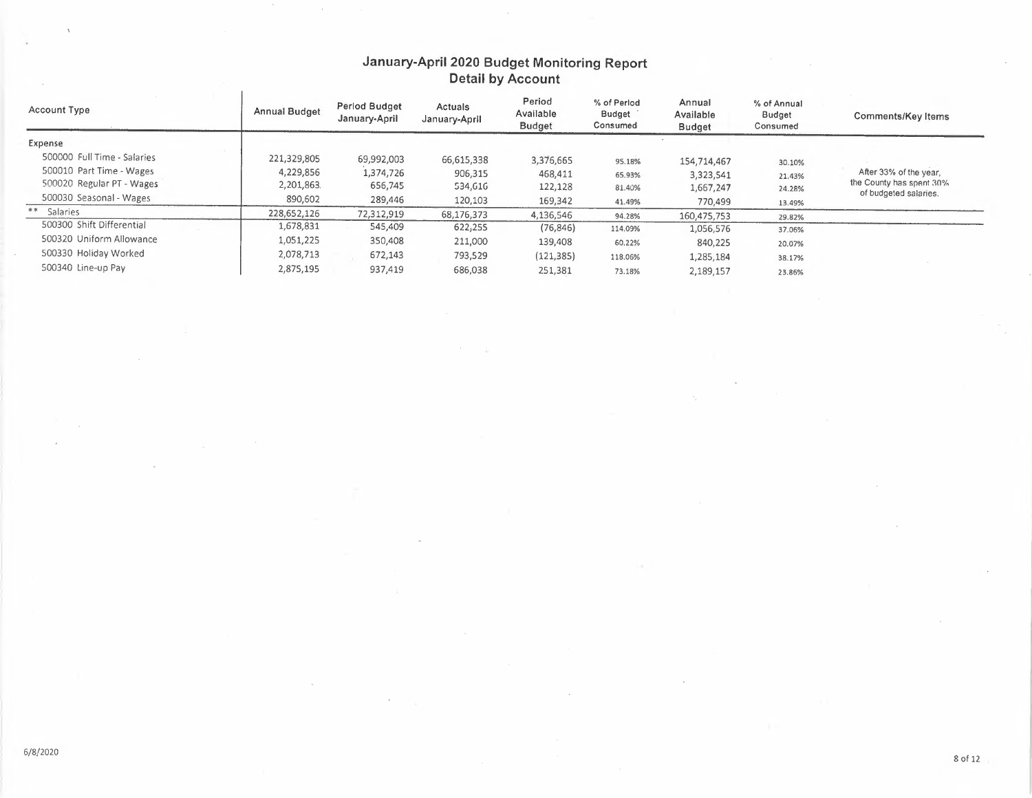# January-April 2020 Budget Monitoring Report
## Detail by Account

| Account Type | Annual Budget | Period Budget January-April | Actuals January-April | Period Available Budget | % of Period Budget Consumed | Annual Available Budget | % of Annual Budget Consumed | Comments/Key Items |
|---|---|---|---|---|---|---|---|---|
| Expense | | | | | | | | |
| 500000 Full Time - Salaries | 221,329,805 | 69,992,003 | 66,615,338 | 3,376,665 | 95.18% | 154,714,467 | 30.10% | After 33% of the year, the County has spent 30% of budgeted salaries. |
| 500010 Part Time - Wages | 4,229,856 | 1,374,726 | 906,315 | 468,411 | 65.93% | 3,323,541 | 21.43% | |
| 500020 Regular PT - Wages | 2,201,863 | 656,745 | 534,616 | 122,128 | 81.40% | 1,667,247 | 24.28% | |
| 500030 Seasonal - Wages | 890,602 | 289,446 | 120,103 | 169,342 | 41.49% | 770,499 | 13.49% | |
| ** Salaries | 228,652,126 | 72,312,919 | 68,176,373 | 4,136,546 | 94.28% | 160,475,753 | 29.82% | |
| 500300 Shift Differential | 1,678,831 | 545,409 | 622,255 | (76,846) | 114.09% | 1,056,576 | 37.06% | |
| 500320 Uniform Allowance | 1,051,225 | 350,408 | 211,000 | 139,408 | 60.22% | 840,225 | 20.07% | |
| 500330 Holiday Worked | 2,078,713 | 672,143 | 793,529 | (121,385) | 118.06% | 1,285,184 | 38.17% | |
| 500340 Line-up Pay | 2,875,195 | 937,419 | 686,038 | 251,381 | 73.18% | 2,189,157 | 23.86% | |

6/8/2020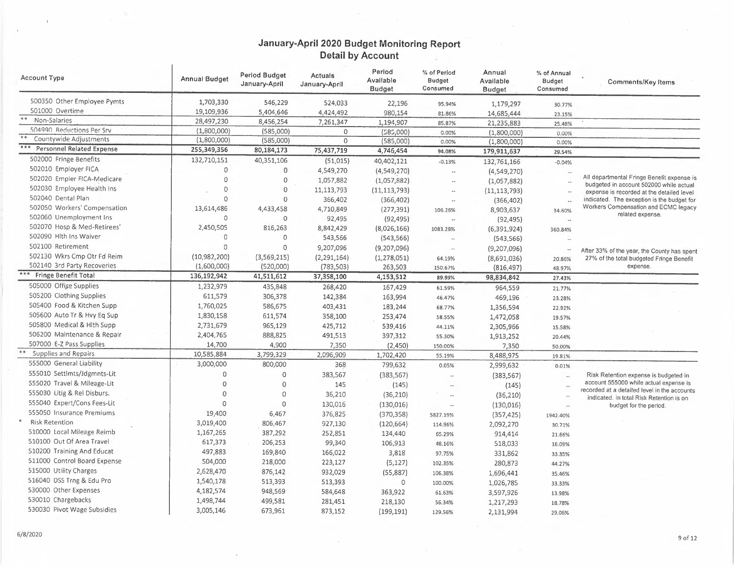# January-April 2020 Budget Monitoring Report
## Detail by Account

| Account Type | Annual Budget | Period Budget January-April | Actuals January-April | Period Available Budget | % of Period Budget Consumed | Annual Available Budget | % of Annual Budget Consumed | Comments/Key Items |
|---|---|---|---|---|---|---|---|---|
| 500350 Other Employee Pymts | 1,703,330 | 546,229 | 524,033 | 22,196 | 95.94% | 1,179,297 | 30.77% | |
| 501000 Overtime | 19,109,936 | 5,404,646 | 4,424,492 | 980,154 | 81.86% | 14,685,444 | 23.15% | |
| ** Non-Salaries | 28,497,230 | 8,456,254 | 7,261,347 | 1,194,907 | 85.87% | 21,235,883 | 25.48% | |
| 504990 Reductions Per Srv | (1,800,000) | (585,000) | 0 | (585,000) | 0.00% | (1,800,000) | 0.00% | |
| ** Countywide Adjustments | (1,800,000) | (585,000) | 0 | (585,000) | 0.00% | (1,800,000) | 0.00% | |
| *** Personnel Related Expense | 255,349,356 | 80,184,173 | 75,437,719 | 4,746,454 | 94.08% | 179,911,637 | 29.54% | |
| 502000 Fringe Benefits | 132,710,151 | 40,351,106 | (51,015) | 40,402,121 | -0.13% | 132,761,166 | -0.04% | |
| 502010 Employer FICA | 0 | 0 | 4,549,270 | (4,549,270) | -- | (4,549,270) | -- | |
| 502020 Empler FICA-Medicare | 0 | 0 | 1,057,882 | (1,057,882) | -- | (1,057,882) | -- | All departmental Fringe Benefit expense is budgeted in account 502000 while actual expense is recorded at the detailed level indicated. The exception is the budget for Workers Compensation and ECMC legacy related expense. |
| 502030 Employee Health Ins | 0 | 0 | 11,113,793 | (11,113,793) | -- | (11,113,793) | -- | |
| 502040 Dental Plan | 0 | 0 | 366,402 | (366,402) | -- | (366,402) | -- | |
| 502050 Workers' Compensation | 13,614,486 | 4,433,458 | 4,710,849 | (277,391) | 106.26% | 8,903,637 | 34.60% | |
| 502060 Unemployment Ins | 0 | 0 | 92,495 | (92,495) | -- | (92,495) | -- | |
| 502070 Hosp & Med-Retirees' | 2,450,505 | 816,263 | 8,842,429 | (8,026,166) | 1083.28% | (6,391,924) | 360.84% | |
| 502090 Hlth Ins Waiver | 0 | 0 | 543,566 | (543,566) | -- | (543,566) | -- | |
| 502100 Retirement | 0 | 0 | 9,207,096 | (9,207,096) | -- | (9,207,096) | -- | After 33% of the year, the County has spent 27% of the total budgeted Fringe Benefit expense. |
| 502130 Wkrs Cmp Otr Fd Reim | (10,982,200) | (3,569,215) | (2,291,164) | (1,278,051) | 64.19% | (8,691,036) | 20.86% | |
| 502140 3rd Party Recoveries | (1,600,000) | (520,000) | (783,503) | 263,503 | 150.67% | (816,497) | 48.97% | |
| *** Fringe Benefit Total | 136,192,942 | 41,511,612 | 37,358,100 | 4,153,512 | 89.99% | 98,834,842 | 27.43% | |
| 505000 Office Supplies | 1,232,979 | 435,848 | 268,420 | 167,429 | 61.59% | 964,559 | 21.77% | |
| 505200 Clothing Supplies | 611,579 | 306,378 | 142,384 | 163,994 | 46.47% | 469,196 | 23.28% | |
| 505400 Food & Kitchen Supp | 1,760,025 | 586,675 | 403,431 | 183,244 | 68.77% | 1,356,594 | 22.92% | |
| 505600 Auto Tr & Hvy Eq Sup | 1,830,158 | 611,574 | 358,100 | 253,474 | 58.55% | 1,472,058 | 19.57% | |
| 505800 Medical & Hlth Supp | 2,731,679 | 965,129 | 425,712 | 539,416 | 44.11% | 2,305,966 | 15.58% | |
| 506200 Maintenance & Repair | 2,404,765 | 888,825 | 491,513 | 397,312 | 55.30% | 1,913,252 | 20.44% | |
| 507000 E-Z Pass Supplies | 14,700 | 4,900 | 7,350 | (2,450) | 150.00% | 7,350 | 50.00% | |
| ** Supplies and Repairs | 10,585,884 | 3,799,329 | 2,096,909 | 1,702,420 | 55.19% | 8,488,975 | 19.81% | |
| 555000 General Liability | 3,000,000 | 800,000 | 368 | 799,632 | 0.05% | 2,999,632 | 0.01% | |
| 555010 Settlmts/Jdgmnts-Lit | 0 | 0 | 383,567 | (383,567) | -- | (383,567) | -- | Risk Retention expense is budgeted in account 555000 while actual expense is recorded at a detailed level in the accounts indicated. In total Risk Retention is on budget for the period. |
| 555020 Travel & Mileage-Lit | 0 | 0 | 145 | (145) | -- | (145) | -- | |
| 555030 Litig & Rel Disburs. | 0 | 0 | 36,210 | (36,210) | -- | (36,210) | -- | |
| 555040 Expert/Cons Fees-Lit | 0 | 0 | 130,016 | (130,016) | -- | (130,016) | -- | |
| 555050 Insurance Premiums | 19,400 | 6,467 | 376,825 | (370,358) | 5827.19% | (357,425) | 1942.40% | |
| * Risk Retention | 3,019,400 | 806,467 | 927,130 | (120,664) | 114.96% | 2,092,270 | 30.71% | |
| 510000 Local Mileage Reimb | 1,167,265 | 387,292 | 252,851 | 134,440 | 65.29% | 914,414 | 21.66% | |
| 510100 Out Of Area Travel | 617,373 | 206,253 | 99,340 | 106,913 | 48.16% | 518,033 | 16.09% | |
| 510200 Training And Educat | 497,883 | 169,840 | 166,022 | 3,818 | 97.75% | 331,862 | 33.35% | |
| 511000 Control Board Expense | 504,000 | 218,000 | 223,127 | (5,127) | 102.35% | 280,873 | 44.27% | |
| 515000 Utility Charges | 2,628,470 | 876,142 | 932,029 | (55,887) | 106.38% | 1,696,441 | 35.46% | |
| 516040 DSS Trng & Edu Pro | 1,540,178 | 513,393 | 513,393 | 0 | 100.00% | 1,026,785 | 33.33% | |
| 530000 Other Expenses | 4,182,574 | 948,569 | 584,648 | 363,922 | 61.63% | 3,597,926 | 13.98% | |
| 530010 Chargebacks | 1,498,744 | 499,581 | 281,451 | 218,130 | 56.34% | 1,217,293 | 18.78% | |
| 530030 Pivot Wage Subsidies | 3,005,146 | 673,961 | 873,152 | (199,191) | 129.56% | 2,131,994 | 29.06% | |

6/8/2020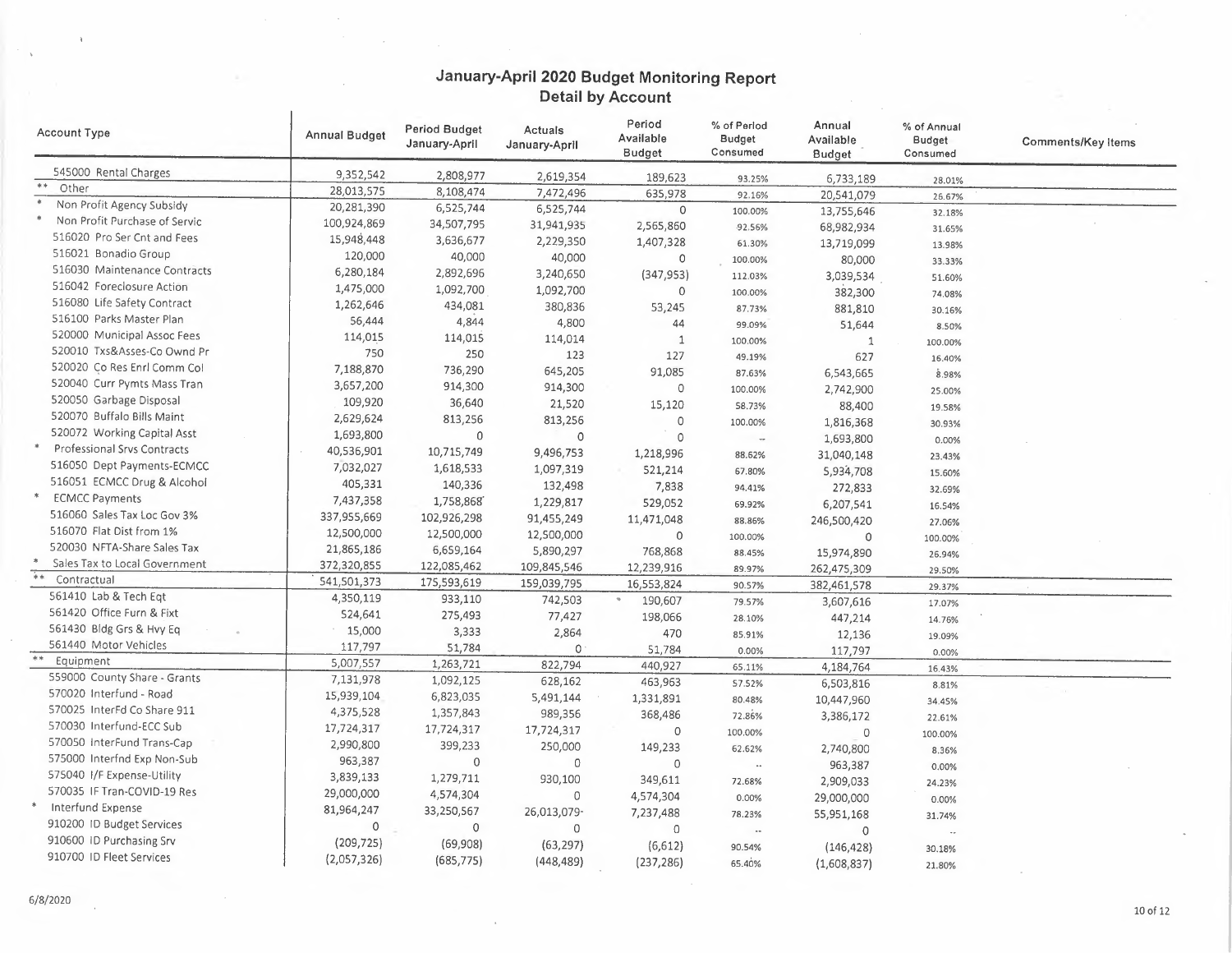# January-April 2020 Budget Monitoring Report
## Detail by Account

| Account Type | Annual Budget | Period Budget January-April | Actuals January-April | Period Available Budget | % of Period Budget Consumed | Annual Available Budget | % of Annual Budget Consumed | Comments/Key Items |
|---|---|---|---|---|---|---|---|---|
| 545000 Rental Charges | 9,352,542 | 2,808,977 | 2,619,354 | 189,623 | 93.25% | 6,733,189 | 28.01% | |
| ** Other | 28,013,575 | 8,108,474 | 7,472,496 | 635,978 | 92.16% | 20,541,079 | 26.67% | |
| * Non Profit Agency Subsidy | 20,281,390 | 6,525,744 | 6,525,744 | 0 | 100.00% | 13,755,646 | 32.18% | |
| * Non Profit Purchase of Servic | 100,924,869 | 34,507,795 | 31,941,935 | 2,565,860 | 92.56% | 68,982,934 | 31.65% | |
| 516020 Pro Ser Cnt and Fees | 15,948,448 | 3,636,677 | 2,229,350 | 1,407,328 | 61.30% | 13,719,099 | 13.98% | |
| 516021 Bonadio Group | 120,000 | 40,000 | 40,000 | 0 | 100.00% | 80,000 | 33.33% | |
| 516030 Maintenance Contracts | 6,280,184 | 2,892,696 | 3,240,650 | (347,953) | 112.03% | 3,039,534 | 51.60% | |
| 516042 Foreclosure Action | 1,475,000 | 1,092,700 | 1,092,700 | 0 | 100.00% | 382,300 | 74.08% | |
| 516080 Life Safety Contract | 1,262,646 | 434,081 | 380,836 | 53,245 | 87.73% | 881,810 | 30.16% | |
| 516100 Parks Master Plan | 56,444 | 4,844 | 4,800 | 44 | 99.09% | 51,644 | 8.50% | |
| 520000 Municipal Assoc Fees | 114,015 | 114,015 | 114,014 | 1 | 100.00% | 1 | 100.00% | |
| 520010 Txs&Asses-Co Ownd Pr | 750 | 250 | 123 | 127 | 49.19% | 627 | 16.40% | |
| 520020 Co Res Enrl Comm Col | 7,188,870 | 736,290 | 645,205 | 91,085 | 87.63% | 6,543,665 | 8.98% | |
| 520040 Curr Pymts Mass Tran | 3,657,200 | 914,300 | 914,300 | 0 | 100.00% | 2,742,900 | 25.00% | |
| 520050 Garbage Disposal | 109,920 | 36,640 | 21,520 | 15,120 | 58.73% | 88,400 | 19.58% | |
| 520070 Buffalo Bills Maint | 2,629,624 | 813,256 | 813,256 | 0 | 100.00% | 1,816,368 | 30.93% | |
| 520072 Working Capital Asst | 1,693,800 | 0 | 0 | 0 | -- | 1,693,800 | 0.00% | |
| * Professional Srvs Contracts | 40,536,901 | 10,715,749 | 9,496,753 | 1,218,996 | 88.62% | 31,040,148 | 23.43% | |
| 516050 Dept Payments-ECMCC | 7,032,027 | 1,618,533 | 1,097,319 | 521,214 | 67.80% | 5,934,708 | 15.60% | |
| 516051 ECMCC Drug & Alcohol | 405,331 | 140,336 | 132,498 | 7,838 | 94.41% | 272,833 | 32.69% | |
| * ECMCC Payments | 7,437,358 | 1,758,868 | 1,229,817 | 529,052 | 69.92% | 6,207,541 | 16.54% | |
| 516060 Sales Tax Loc Gov 3% | 337,955,669 | 102,926,298 | 91,455,249 | 11,471,048 | 88.86% | 246,500,420 | 27.06% | |
| 516070 Flat Dist from 1% | 12,500,000 | 12,500,000 | 12,500,000 | 0 | 100.00% | 0 | 100.00% | |
| 520030 NFTA-Share Sales Tax | 21,865,186 | 6,659,164 | 5,890,297 | 768,868 | 88.45% | 15,974,890 | 26.94% | |
| * Sales Tax to Local Government | 372,320,855 | 122,085,462 | 109,845,546 | 12,239,916 | 89.97% | 262,475,309 | 29.50% | |
| ** Contractual | 541,501,373 | 175,593,619 | 159,039,795 | 16,553,824 | 90.57% | 382,461,578 | 29.37% | |
| 561410 Lab & Tech Eqt | 4,350,119 | 933,110 | 742,503 | 190,607 | 79.57% | 3,607,616 | 17.07% | |
| 561420 Office Furn & Fixt | 524,641 | 275,493 | 77,427 | 198,066 | 28.10% | 447,214 | 14.76% | |
| 561430 Bldg Grs & Hvy Eq | 15,000 | 3,333 | 2,864 | 470 | 85.91% | 12,136 | 19.09% | |
| 561440 Motor Vehicles | 117,797 | 51,784 | 0 | 51,784 | 0.00% | 117,797 | 0.00% | |
| ** Equipment | 5,007,557 | 1,263,721 | 822,794 | 440,927 | 65.11% | 4,184,764 | 16.43% | |
| 559000 County Share - Grants | 7,131,978 | 1,092,125 | 628,162 | 463,963 | 57.52% | 6,503,816 | 8.81% | |
| 570020 Interfund - Road | 15,939,104 | 6,823,035 | 5,491,144 | 1,331,891 | 80.48% | 10,447,960 | 34.45% | |
| 570025 InterFd Co Share 911 | 4,375,528 | 1,357,843 | 989,356 | 368,486 | 72.86% | 3,386,172 | 22.61% | |
| 570030 Interfund-ECC Sub | 17,724,317 | 17,724,317 | 17,724,317 | 0 | 100.00% | 0 | 100.00% | |
| 570050 InterFund Trans-Cap | 2,990,800 | 399,233 | 250,000 | 149,233 | 62.62% | 2,740,800 | 8.36% | |
| 575000 Interfnd Exp Non-Sub | 963,387 | 0 | 0 | 0 | -- | 963,387 | 0.00% | |
| 575040 I/F Expense-Utility | 3,839,133 | 1,279,711 | 930,100 | 349,611 | 72.68% | 2,909,033 | 24.23% | |
| 570035 IF Tran-COVID-19 Res | 29,000,000 | 4,574,304 | 0 | 4,574,304 | 0.00% | 29,000,000 | 0.00% | |
| * Interfund Expense | 81,964,247 | 33,250,567 | 26,013,079 | 7,237,488 | 78.23% | 55,951,168 | 31.74% | |
| 910200 ID Budget Services | 0 | 0 | 0 | 0 | -- | 0 | -- | |
| 910600 ID Purchasing Srv | (209,725) | (69,908) | (63,297) | (6,612) | 90.54% | (146,428) | 30.18% | |
| 910700 ID Fleet Services | (2,057,326) | (685,775) | (448,489) | (237,286) | 65.40% | (1,608,837) | 21.80% | |

6/8/2020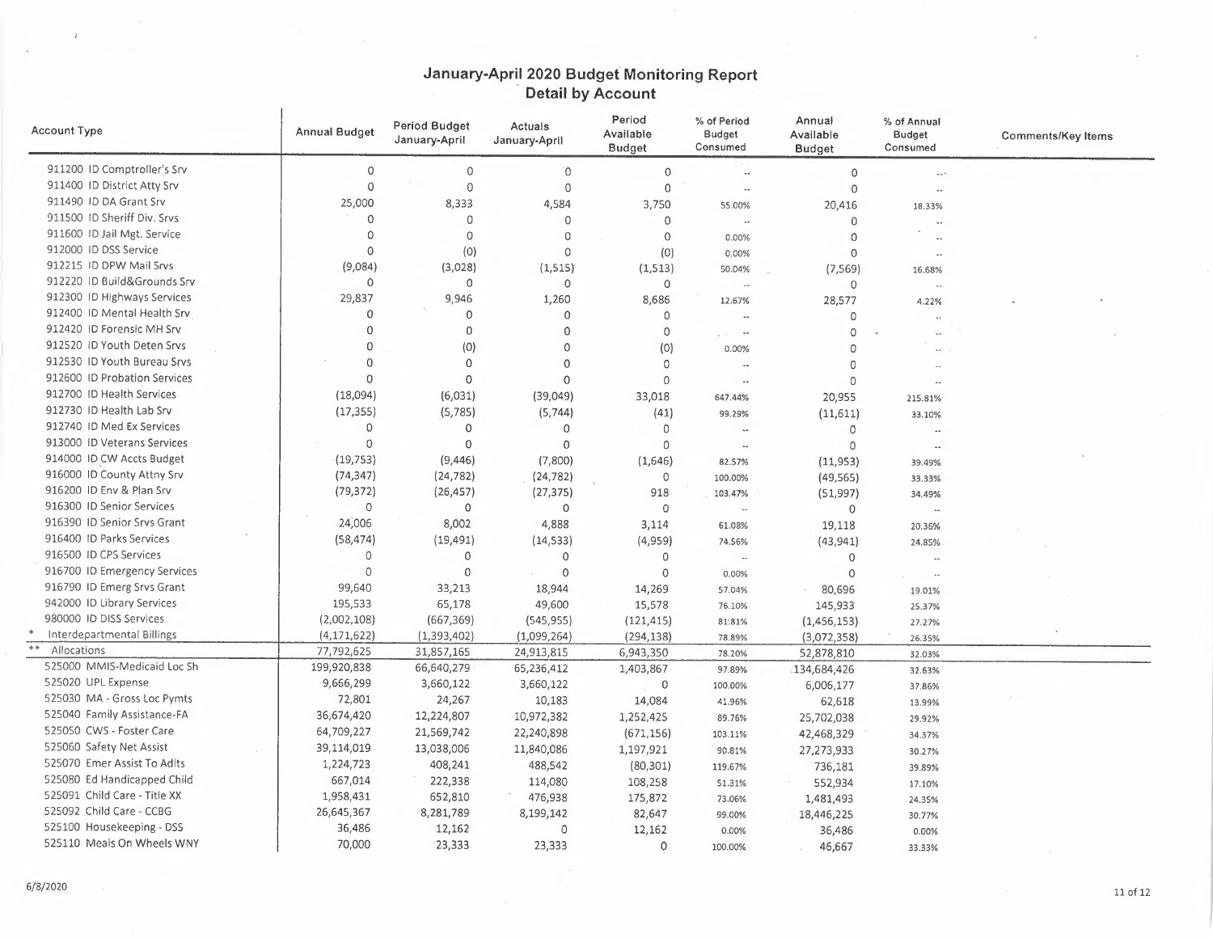# January-April 2020 Budget Monitoring Report
## Detail by Account

| Account Type | Annual Budget | Period Budget January-April | Actuals January-April | Period Available Budget | % of Period Budget Consumed | Annual Available Budget | % of Annual Budget Consumed | Comments/Key Items |
|---|---|---|---|---|---|---|---|---|
| 911200 ID Comptroller's Srv | 0 | 0 | 0 | 0 | -- | 0 | -- | |
| 911400 ID District Atty Srv | 0 | 0 | 0 | 0 | -- | 0 | -- | |
| 911490 ID DA Grant Srv | 25,000 | 8,333 | 4,584 | 3,750 | 55.00% | 20,416 | 18.33% | |
| 911500 ID Sheriff Div. Srvs | 0 | 0 | 0 | 0 | -- | 0 | -- | |
| 911600 ID Jail Mgt. Service | 0 | 0 | 0 | 0 | 0.00% | 0 | -- | |
| 912000 ID DSS Service | 0 | (0) | 0 | (0) | 0.00% | 0 | -- | |
| 912215 ID DPW Mail Srvs | (9,084) | (3,028) | (1,515) | (1,513) | 50.04% | (7,569) | 16.68% | |
| 912220 ID Build&Grounds Srv | 0 | 0 | 0 | 0 | -- | 0 | -- | |
| 912300 ID Highways Services | 29,837 | 9,946 | 1,260 | 8,686 | 12.67% | 28,577 | 4.22% | |
| 912400 ID Mental Health Srv | 0 | 0 | 0 | 0 | -- | 0 | -- | |
| 912420 ID Forensic MH Srv | 0 | 0 | 0 | 0 | -- | 0 | -- | |
| 912520 ID Youth Deten Srvs | 0 | (0) | 0 | (0) | 0.00% | 0 | -- | |
| 912530 ID Youth Bureau Srvs | 0 | 0 | 0 | 0 | -- | 0 | -- | |
| 912600 ID Probation Services | 0 | 0 | 0 | 0 | -- | 0 | -- | |
| 912700 ID Health Services | (18,094) | (6,031) | (39,049) | 33,018 | 647.44% | 20,955 | 215.81% | |
| 912730 ID Health Lab Srv | (17,355) | (5,785) | (5,744) | (41) | 99.29% | (11,611) | 33.10% | |
| 912740 ID Med Ex Services | 0 | 0 | 0 | 0 | -- | 0 | -- | |
| 913000 ID Veterans Services | 0 | 0 | 0 | 0 | -- | 0 | -- | |
| 914000 ID CW Accts Budget | (19,753) | (9,446) | (7,800) | (1,646) | 82.57% | (11,953) | 39.49% | |
| 916000 ID County Attny Srv | (74,347) | (24,782) | (24,782) | 0 | 100.00% | (49,565) | 33.33% | |
| 916200 ID Env & Plan Srv | (79,372) | (26,457) | (27,375) | 918 | 103.47% | (51,997) | 34.49% | |
| 916300 ID Senior Services | 0 | 0 | 0 | 0 | -- | 0 | -- | |
| 916390 ID Senior Srvs Grant | 24,006 | 8,002 | 4,888 | 3,114 | 61.08% | 19,118 | 20.36% | |
| 916400 ID Parks Services | (58,474) | (19,491) | (14,533) | (4,959) | 74.56% | (43,941) | 24.85% | |
| 916500 ID CPS Services | 0 | 0 | 0 | 0 | -- | 0 | -- | |
| 916700 ID Emergency Services | 0 | 0 | 0 | 0 | 0.00% | 0 | -- | |
| 916790 ID Emerg Srvs Grant | 99,640 | 33,213 | 18,944 | 14,269 | 57.04% | 80,696 | 19.01% | |
| 942000 ID Library Services | 195,533 | 65,178 | 49,600 | 15,578 | 76.10% | 145,933 | 25.37% | |
| 980000 ID DISS Services | (2,002,108) | (667,369) | (545,955) | (121,415) | 81.81% | (1,456,153) | 27.27% | |
| * Interdepartmental Billings | (4,171,622) | (1,393,402) | (1,099,264) | (294,138) | 78.89% | (3,072,358) | 26.35% | |
| ** Allocations | 77,792,625 | 31,857,165 | 24,913,815 | 6,943,350 | 78.20% | 52,878,810 | 32.03% | |
| 525000 MMIS-Medicaid Loc Sh | 199,920,838 | 66,640,279 | 65,236,412 | 1,403,867 | 97.89% | 134,684,426 | 32.63% | |
| 525020 UPL Expense | 9,666,299 | 3,660,122 | 3,660,122 | 0 | 100.00% | 6,006,177 | 37.86% | |
| 525030 MA - Gross Loc Pymts | 72,801 | 24,267 | 10,183 | 14,084 | 41.96% | 62,618 | 13.99% | |
| 525040 Family Assistance-FA | 36,674,420 | 12,224,807 | 10,972,382 | 1,252,425 | 89.76% | 25,702,038 | 29.92% | |
| 525050 CWS - Foster Care | 64,709,227 | 21,569,742 | 22,240,898 | (671,156) | 103.11% | 42,468,329 | 34.37% | |
| 525060 Safety Net Assist | 39,114,019 | 13,038,006 | 11,840,086 | 1,197,921 | 90.81% | 27,273,933 | 30.27% | |
| 525070 Emer Assist To Adlts | 1,224,723 | 408,241 | 488,542 | (80,301) | 119.67% | 736,181 | 39.89% | |
| 525080 Ed Handicapped Child | 667,014 | 222,338 | 114,080 | 108,258 | 51.31% | 552,934 | 17.10% | |
| 525091 Child Care - Title XX | 1,958,431 | 652,810 | 476,938 | 175,872 | 73.06% | 1,481,493 | 24.35% | |
| 525092 Child Care - CCBG | 26,645,367 | 8,281,789 | 8,199,142 | 82,647 | 99.00% | 18,446,225 | 30.77% | |
| 525100 Housekeeping - DSS | 36,486 | 12,162 | 0 | 12,162 | 0.00% | 36,486 | 0.00% | |
| 525110 Meals On Wheels WNY | 70,000 | 23,333 | 23,333 | 0 | 100.00% | 46,667 | 33.33% | |

6/8/2020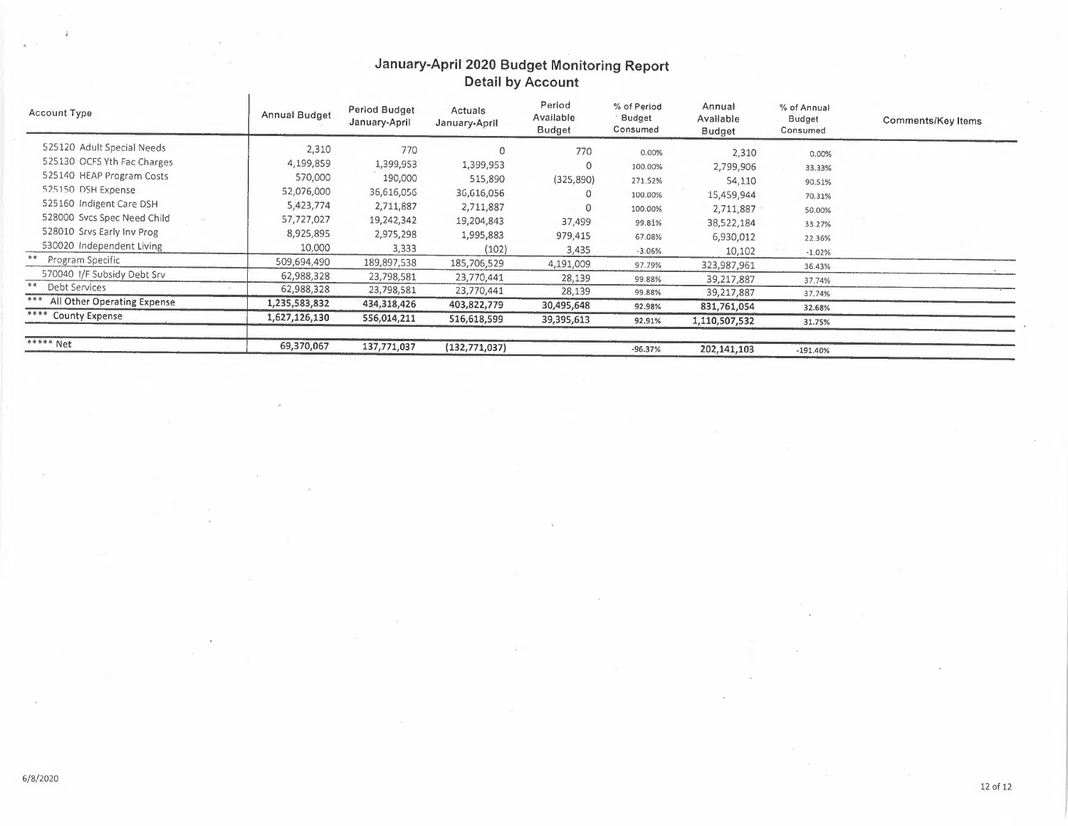## January-April 2020 Budget Monitoring Report
### Detail by Account

| Account Type | Annual Budget | Period Budget January-April | Actuals January-April | Period Available Budget | % of Period Budget Consumed | Annual Available Budget | % of Annual Budget Consumed | Comments/Key Items |
|---|---|---|---|---|---|---|---|---|
| 525120 Adult Special Needs | 2,310 | 770 | 0 | 770 | 0.00% | 2,310 | 0.00% | |
| 525130 OCFS Yth Fac Charges | 4,199,859 | 1,399,953 | 1,399,953 | 0 | 100.00% | 2,799,906 | 33.33% | |
| 525140 HEAP Program Costs | 570,000 | 190,000 | 515,890 | (325,890) | 271.52% | 54,110 | 90.51% | |
| 525150 DSH Expense | 52,076,000 | 36,616,056 | 36,616,056 | 0 | 100.00% | 15,459,944 | 70.31% | |
| 525160 Indigent Care DSH | 5,423,774 | 2,711,887 | 2,711,887 | 0 | 100.00% | 2,711,887 | 50.00% | |
| 528000 Svcs Spec Need Child | 57,727,027 | 19,242,342 | 19,204,843 | 37,499 | 99.81% | 38,522,184 | 33.27% | |
| 528010 Srvs Early Inv Prog | 8,925,895 | 2,975,298 | 1,995,883 | 979,415 | 67.08% | 6,930,012 | 22.36% | |
| 530020 Independent Living | 10,000 | 3,333 | (102) | 3,435 | -3.06% | 10,102 | -1.02% | |
| ** Program Specific | 509,694,490 | 189,897,538 | 185,706,529 | 4,191,009 | 97.79% | 323,987,961 | 36.43% | |
| 570040 I/F Subsidy Debt Srv | 62,988,328 | 23,798,581 | 23,770,441 | 28,139 | 99.88% | 39,217,887 | 37.74% | |
| ** Debt Services | 62,988,328 | 23,798,581 | 23,770,441 | 28,139 | 99.88% | 39,217,887 | 37.74% | |
| **\*\*\* All Other Operating Expense** | **1,235,583,832** | **434,318,426** | **403,822,779** | **30,495,648** | 92.98% | **831,761,054** | 32.68% | |
| **\*\*\*\* County Expense** | **1,627,126,130** | **556,014,211** | **516,618,599** | **39,395,613** | 92.91% | **1,110,507,532** | 31.75% | |
| | | | | | | | | |
| **\*\*\*\*\* Net** | **69,370,067** | **137,771,037** | **(132,771,037)** | | -96.37% | **202,141,103** | -191.40% | |

6/8/2020